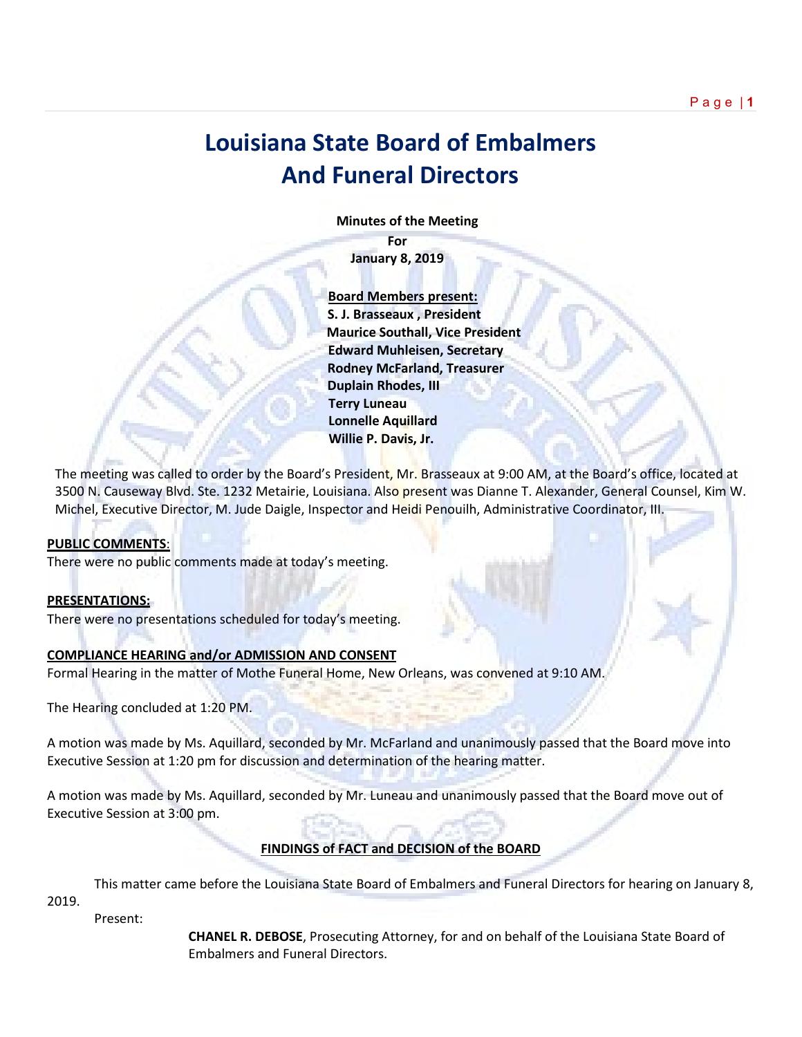# Louisiana State Board of Embalmers And Funeral Directors

**Minutes of the Meeting**
**For**
**January 8, 2019**

**Board Members present:**
**S. J. Brasseaux , President**
**Maurice Southall, Vice President**
**Edward Muhleisen, Secretary**
**Rodney McFarland, Treasurer**
**Duplain Rhodes, III**
**Terry Luneau**
**Lonnelle Aquillard**
**Willie P. Davis, Jr.**

The meeting was called to order by the Board's President, Mr. Brasseaux at 9:00 AM, at the Board's office, located at 3500 N. Causeway Blvd. Ste. 1232 Metairie, Louisiana. Also present was Dianne T. Alexander, General Counsel, Kim W. Michel, Executive Director, M. Jude Daigle, Inspector and Heidi Penouilh, Administrative Coordinator, III.

**PUBLIC COMMENTS**:
There were no public comments made at today's meeting.

**PRESENTATIONS:**
There were no presentations scheduled for today's meeting.

**COMPLIANCE HEARING and/or ADMISSION AND CONSENT**
Formal Hearing in the matter of Mothe Funeral Home, New Orleans, was convened at 9:10 AM.

The Hearing concluded at 1:20 PM.

A motion was made by Ms. Aquillard, seconded by Mr. McFarland and unanimously passed that the Board move into Executive Session at 1:20 pm for discussion and determination of the hearing matter.

A motion was made by Ms. Aquillard, seconded by Mr. Luneau and unanimously passed that the Board move out of Executive Session at 3:00 pm.

**FINDINGS of FACT and DECISION of the BOARD**

This matter came before the Louisiana State Board of Embalmers and Funeral Directors for hearing on January 8, 2019.

Present:

**CHANEL R. DEBOSE**, Prosecuting Attorney, for and on behalf of the Louisiana State Board of Embalmers and Funeral Directors.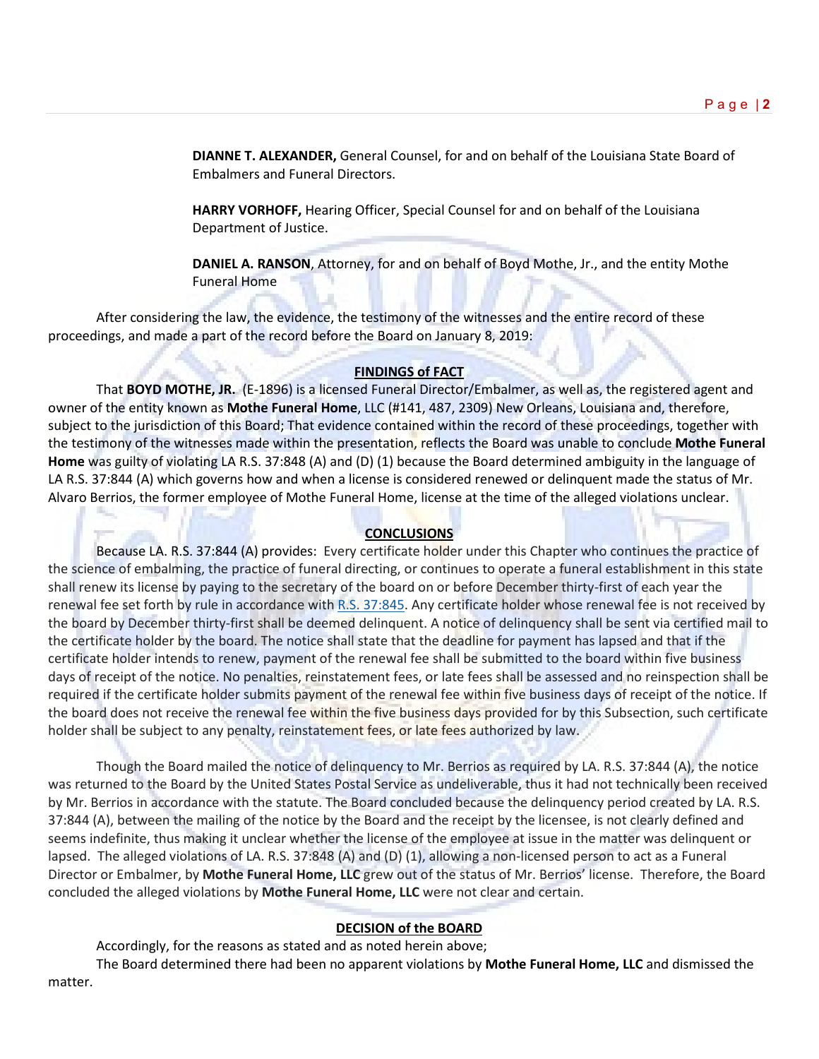**DIANNE T. ALEXANDER,** General Counsel, for and on behalf of the Louisiana State Board of Embalmers and Funeral Directors.

**HARRY VORHOFF,** Hearing Officer, Special Counsel for and on behalf of the Louisiana Department of Justice.

**DANIEL A. RANSON**, Attorney, for and on behalf of Boyd Mothe, Jr., and the entity Mothe Funeral Home

After considering the law, the evidence, the testimony of the witnesses and the entire record of these proceedings, and made a part of the record before the Board on January 8, 2019:

## FINDINGS of FACT

That **BOYD MOTHE, JR.** (E-1896) is a licensed Funeral Director/Embalmer, as well as, the registered agent and owner of the entity known as **Mothe Funeral Home**, LLC (#141, 487, 2309) New Orleans, Louisiana and, therefore, subject to the jurisdiction of this Board; That evidence contained within the record of these proceedings, together with the testimony of the witnesses made within the presentation, reflects the Board was unable to conclude **Mothe Funeral Home** was guilty of violating LA R.S. 37:848 (A) and (D) (1) because the Board determined ambiguity in the language of LA R.S. 37:844 (A) which governs how and when a license is considered renewed or delinquent made the status of Mr. Alvaro Berrios, the former employee of Mothe Funeral Home, license at the time of the alleged violations unclear.

## CONCLUSIONS

Because LA. R.S. 37:844 (A) provides: Every certificate holder under this Chapter who continues the practice of the science of embalming, the practice of funeral directing, or continues to operate a funeral establishment in this state shall renew its license by paying to the secretary of the board on or before December thirty-first of each year the renewal fee set forth by rule in accordance with R.S. 37:845. Any certificate holder whose renewal fee is not received by the board by December thirty-first shall be deemed delinquent. A notice of delinquency shall be sent via certified mail to the certificate holder by the board. The notice shall state that the deadline for payment has lapsed and that if the certificate holder intends to renew, payment of the renewal fee shall be submitted to the board within five business days of receipt of the notice. No penalties, reinstatement fees, or late fees shall be assessed and no reinspection shall be required if the certificate holder submits payment of the renewal fee within five business days of receipt of the notice. If the board does not receive the renewal fee within the five business days provided for by this Subsection, such certificate holder shall be subject to any penalty, reinstatement fees, or late fees authorized by law.

Though the Board mailed the notice of delinquency to Mr. Berrios as required by LA. R.S. 37:844 (A), the notice was returned to the Board by the United States Postal Service as undeliverable, thus it had not technically been received by Mr. Berrios in accordance with the statute. The Board concluded because the delinquency period created by LA. R.S. 37:844 (A), between the mailing of the notice by the Board and the receipt by the licensee, is not clearly defined and seems indefinite, thus making it unclear whether the license of the employee at issue in the matter was delinquent or lapsed. The alleged violations of LA. R.S. 37:848 (A) and (D) (1), allowing a non-licensed person to act as a Funeral Director or Embalmer, by **Mothe Funeral Home, LLC** grew out of the status of Mr. Berrios' license. Therefore, the Board concluded the alleged violations by **Mothe Funeral Home, LLC** were not clear and certain.

## DECISION of the BOARD

Accordingly, for the reasons as stated and as noted herein above;

The Board determined there had been no apparent violations by **Mothe Funeral Home, LLC** and dismissed the matter.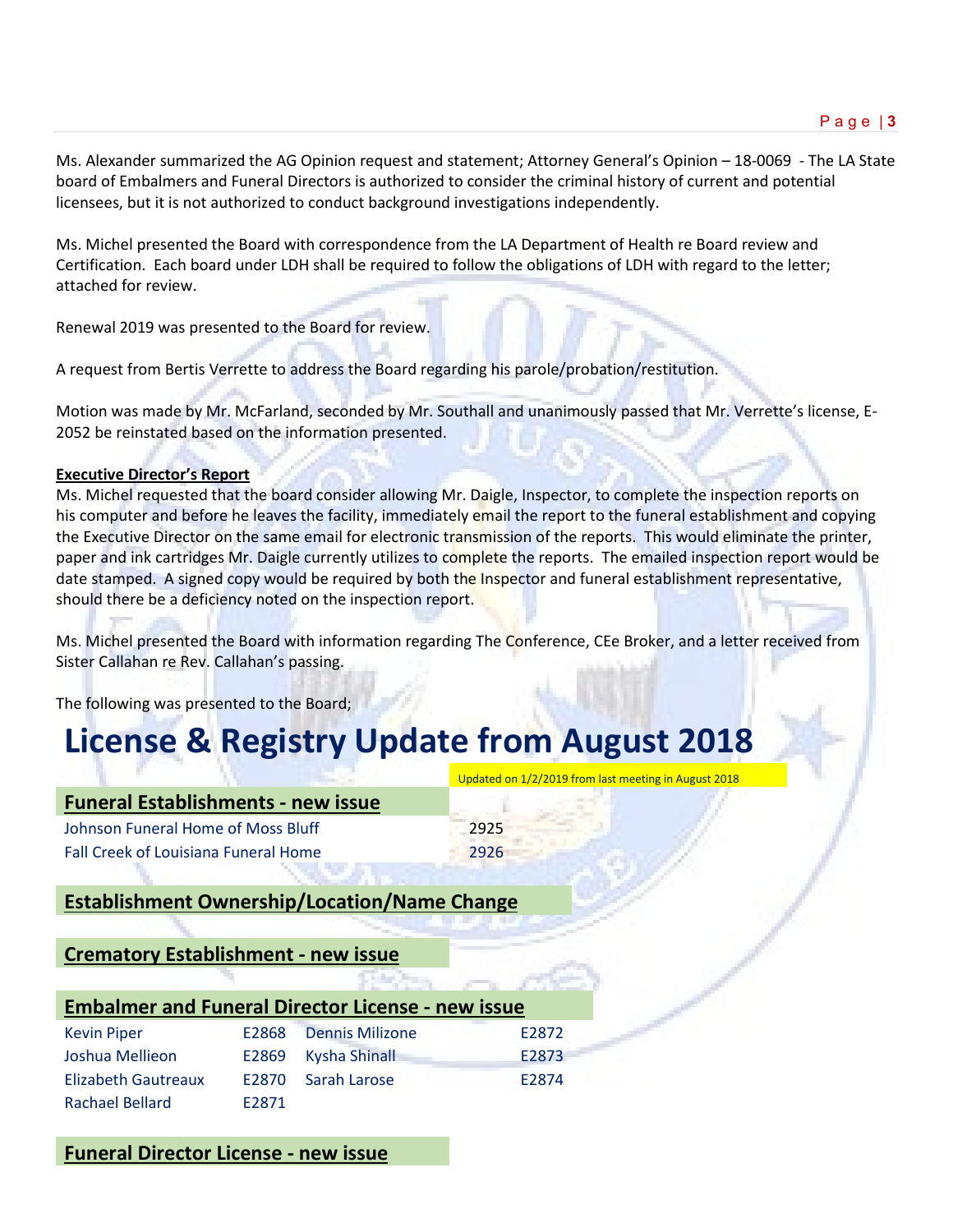Ms. Alexander summarized the AG Opinion request and statement; Attorney General's Opinion – 18-0069 - The LA State board of Embalmers and Funeral Directors is authorized to consider the criminal history of current and potential licensees, but it is not authorized to conduct background investigations independently.

Ms. Michel presented the Board with correspondence from the LA Department of Health re Board review and Certification. Each board under LDH shall be required to follow the obligations of LDH with regard to the letter; attached for review.

Renewal 2019 was presented to the Board for review.

A request from Bertis Verrette to address the Board regarding his parole/probation/restitution.

Motion was made by Mr. McFarland, seconded by Mr. Southall and unanimously passed that Mr. Verrette's license, E-2052 be reinstated based on the information presented.

**Executive Director's Report**

Ms. Michel requested that the board consider allowing Mr. Daigle, Inspector, to complete the inspection reports on his computer and before he leaves the facility, immediately email the report to the funeral establishment and copying the Executive Director on the same email for electronic transmission of the reports. This would eliminate the printer, paper and ink cartridges Mr. Daigle currently utilizes to complete the reports. The emailed inspection report would be date stamped. A signed copy would be required by both the Inspector and funeral establishment representative, should there be a deficiency noted on the inspection report.

Ms. Michel presented the Board with information regarding The Conference, CEe Broker, and a letter received from Sister Callahan re Rev. Callahan's passing.

The following was presented to the Board;

# License & Registry Update from August 2018

Updated on 1/2/2019 from last meeting in August 2018

## Funeral Establishments - new issue

| Name | Number |
|---|---|
| Johnson Funeral Home of Moss Bluff | 2925 |
| Fall Creek of Louisiana Funeral Home | 2926 |

## Establishment Ownership/Location/Name Change

## Crematory Establishment - new issue

## Embalmer and Funeral Director License - new issue

| Name | License | Name | License |
|---|---|---|---|
| Kevin Piper | E2868 | Dennis Milizone | E2872 |
| Joshua Mellieon | E2869 | Kysha Shinall | E2873 |
| Elizabeth Gautreaux | E2870 | Sarah Larose | E2874 |
| Rachael Bellard | E2871 | | |

## Funeral Director License - new issue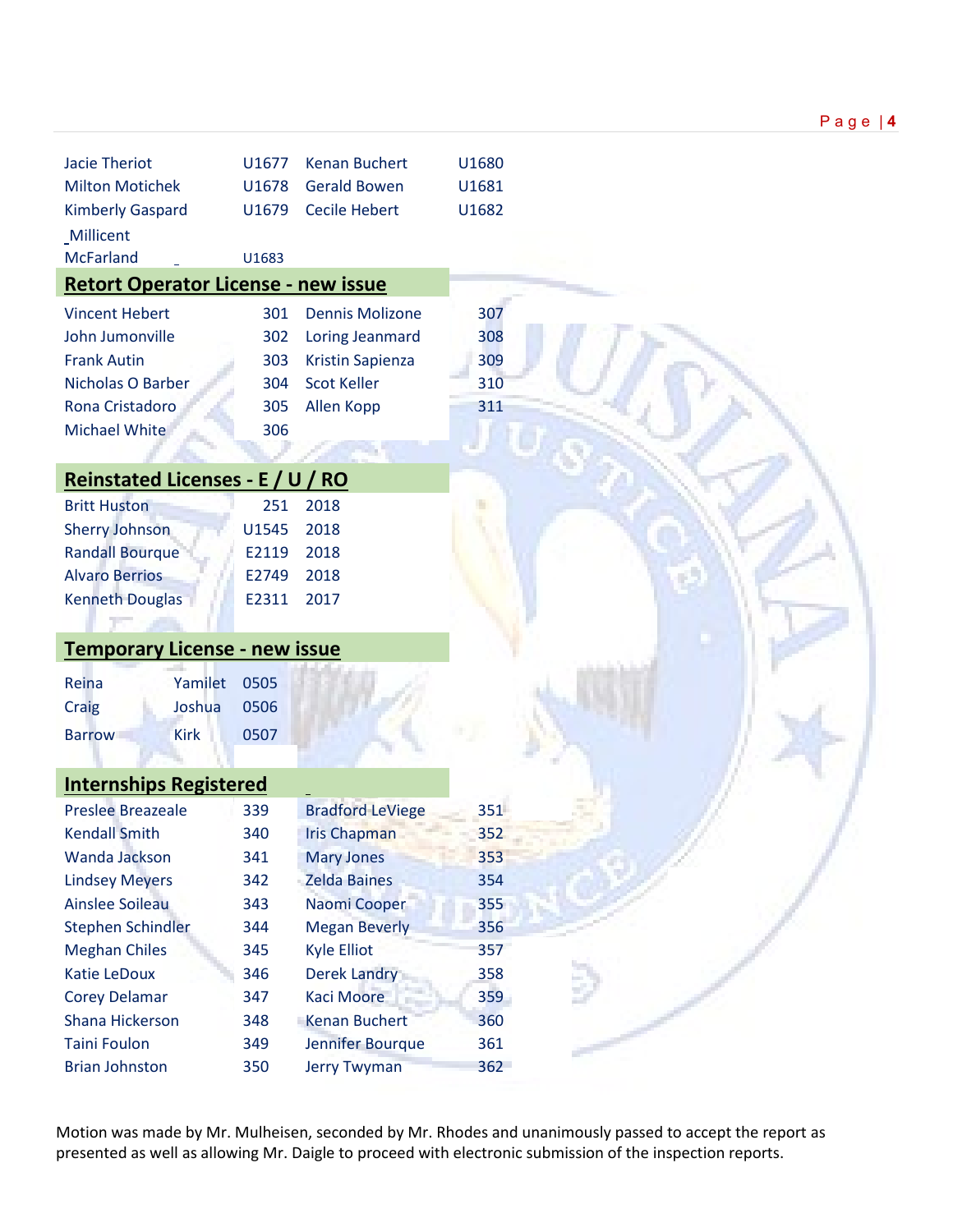| | | | |
|---|---|---|---|
| Jacie Theriot | U1677 | Kenan Buchert | U1680 |
| Milton Motichek | U1678 | Gerald Bowen | U1681 |
| Kimberly Gaspard | U1679 | Cecile Hebert | U1682 |
| Millicent McFarland | U1683 | | |

## Retort Operator License - new issue

| | | | |
|---|---|---|---|
| Vincent Hebert | 301 | Dennis Molizone | 307 |
| John Jumonville | 302 | Loring Jeanmard | 308 |
| Frank Autin | 303 | Kristin Sapienza | 309 |
| Nicholas O Barber | 304 | Scot Keller | 310 |
| Rona Cristadoro | 305 | Allen Kopp | 311 |
| Michael White | 306 | | |

## Reinstated Licenses - E / U / RO

| | | |
|---|---|---|
| Britt Huston | 251 | 2018 |
| Sherry Johnson | U1545 | 2018 |
| Randall Bourque | E2119 | 2018 |
| Alvaro Berrios | E2749 | 2018 |
| Kenneth Douglas | E2311 | 2017 |

## Temporary License - new issue

| | | |
|---|---|---|
| Reina | Yamilet | 0505 |
| Craig | Joshua | 0506 |
| Barrow | Kirk | 0507 |

## Internships Registered

| | | | |
|---|---|---|---|
| Preslee Breazeale | 339 | Bradford LeViege | 351 |
| Kendall Smith | 340 | Iris Chapman | 352 |
| Wanda Jackson | 341 | Mary Jones | 353 |
| Lindsey Meyers | 342 | Zelda Baines | 354 |
| Ainslee Soileau | 343 | Naomi Cooper | 355 |
| Stephen Schindler | 344 | Megan Beverly | 356 |
| Meghan Chiles | 345 | Kyle Elliot | 357 |
| Katie LeDoux | 346 | Derek Landry | 358 |
| Corey Delamar | 347 | Kaci Moore | 359 |
| Shana Hickerson | 348 | Kenan Buchert | 360 |
| Taini Foulon | 349 | Jennifer Bourque | 361 |
| Brian Johnston | 350 | Jerry Twyman | 362 |

Motion was made by Mr. Mulheisen, seconded by Mr. Rhodes and unanimously passed to accept the report as presented as well as allowing Mr. Daigle to proceed with electronic submission of the inspection reports.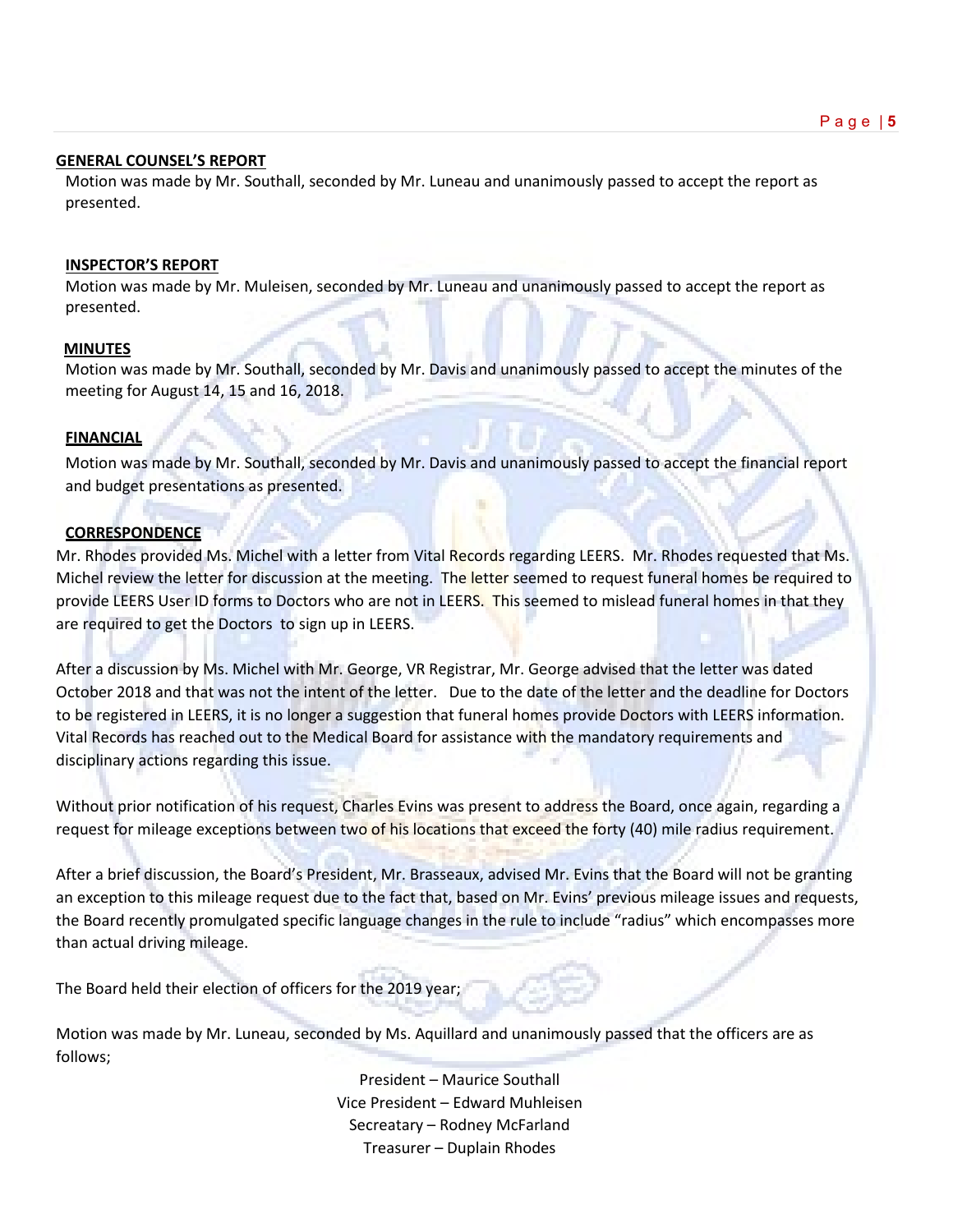**GENERAL COUNSEL'S REPORT**

Motion was made by Mr. Southall, seconded by Mr. Luneau and unanimously passed to accept the report as presented.

**INSPECTOR'S REPORT**

Motion was made by Mr. Muleisen, seconded by Mr. Luneau and unanimously passed to accept the report as presented.

**MINUTES**

Motion was made by Mr. Southall, seconded by Mr. Davis and unanimously passed to accept the minutes of the meeting for August 14, 15 and 16, 2018.

**FINANCIAL**

Motion was made by Mr. Southall, seconded by Mr. Davis and unanimously passed to accept the financial report and budget presentations as presented.

**CORRESPONDENCE**

Mr. Rhodes provided Ms. Michel with a letter from Vital Records regarding LEERS. Mr. Rhodes requested that Ms. Michel review the letter for discussion at the meeting. The letter seemed to request funeral homes be required to provide LEERS User ID forms to Doctors who are not in LEERS. This seemed to mislead funeral homes in that they are required to get the Doctors to sign up in LEERS.

After a discussion by Ms. Michel with Mr. George, VR Registrar, Mr. George advised that the letter was dated October 2018 and that was not the intent of the letter. Due to the date of the letter and the deadline for Doctors to be registered in LEERS, it is no longer a suggestion that funeral homes provide Doctors with LEERS information. Vital Records has reached out to the Medical Board for assistance with the mandatory requirements and disciplinary actions regarding this issue.

Without prior notification of his request, Charles Evins was present to address the Board, once again, regarding a request for mileage exceptions between two of his locations that exceed the forty (40) mile radius requirement.

After a brief discussion, the Board's President, Mr. Brasseaux, advised Mr. Evins that the Board will not be granting an exception to this mileage request due to the fact that, based on Mr. Evins' previous mileage issues and requests, the Board recently promulgated specific language changes in the rule to include "radius" which encompasses more than actual driving mileage.

The Board held their election of officers for the 2019 year;

Motion was made by Mr. Luneau, seconded by Ms. Aquillard and unanimously passed that the officers are as follows;

President – Maurice Southall
Vice President – Edward Muhleisen
Secreatary – Rodney McFarland
Treasurer – Duplain Rhodes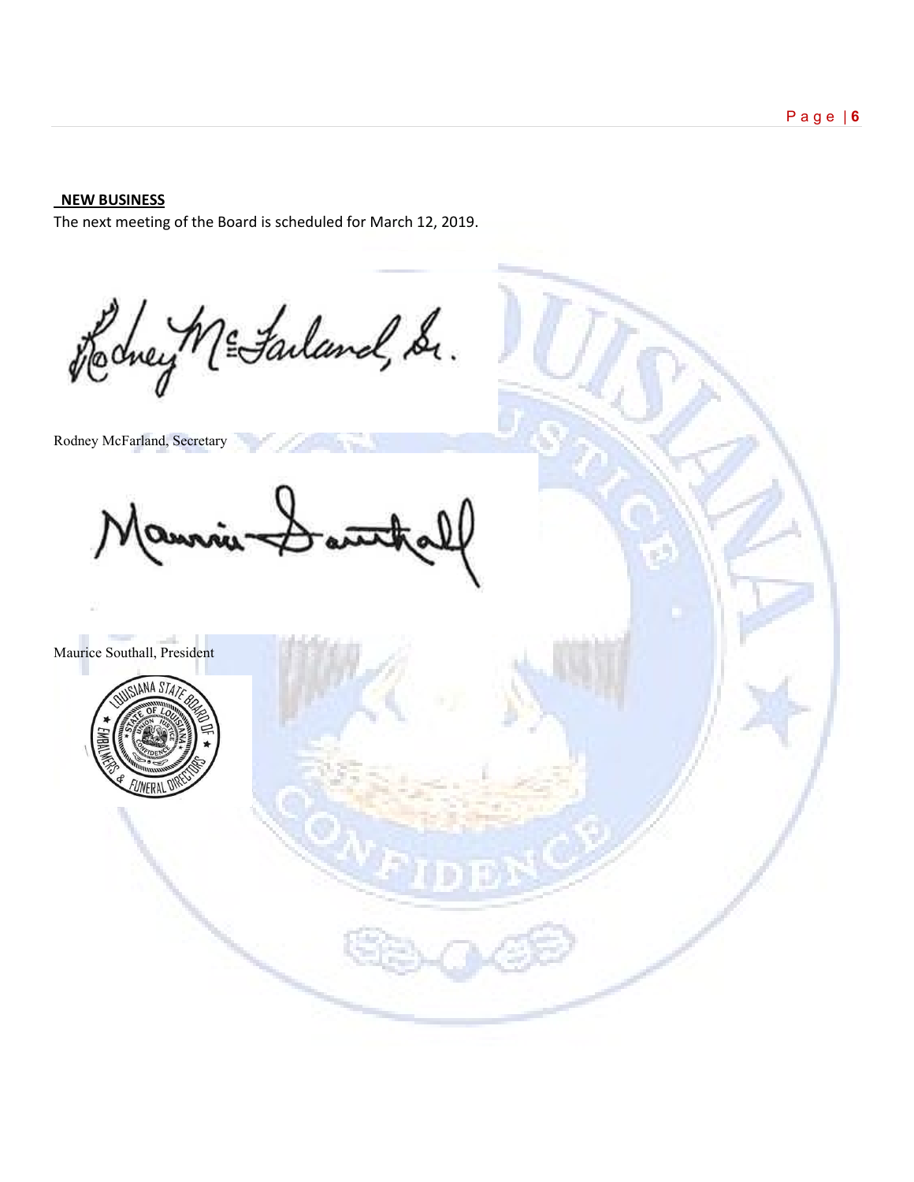**NEW BUSINESS**

The next meeting of the Board is scheduled for March 12, 2019.

Rodney McFarland, Secretary

Maurice Southall, President